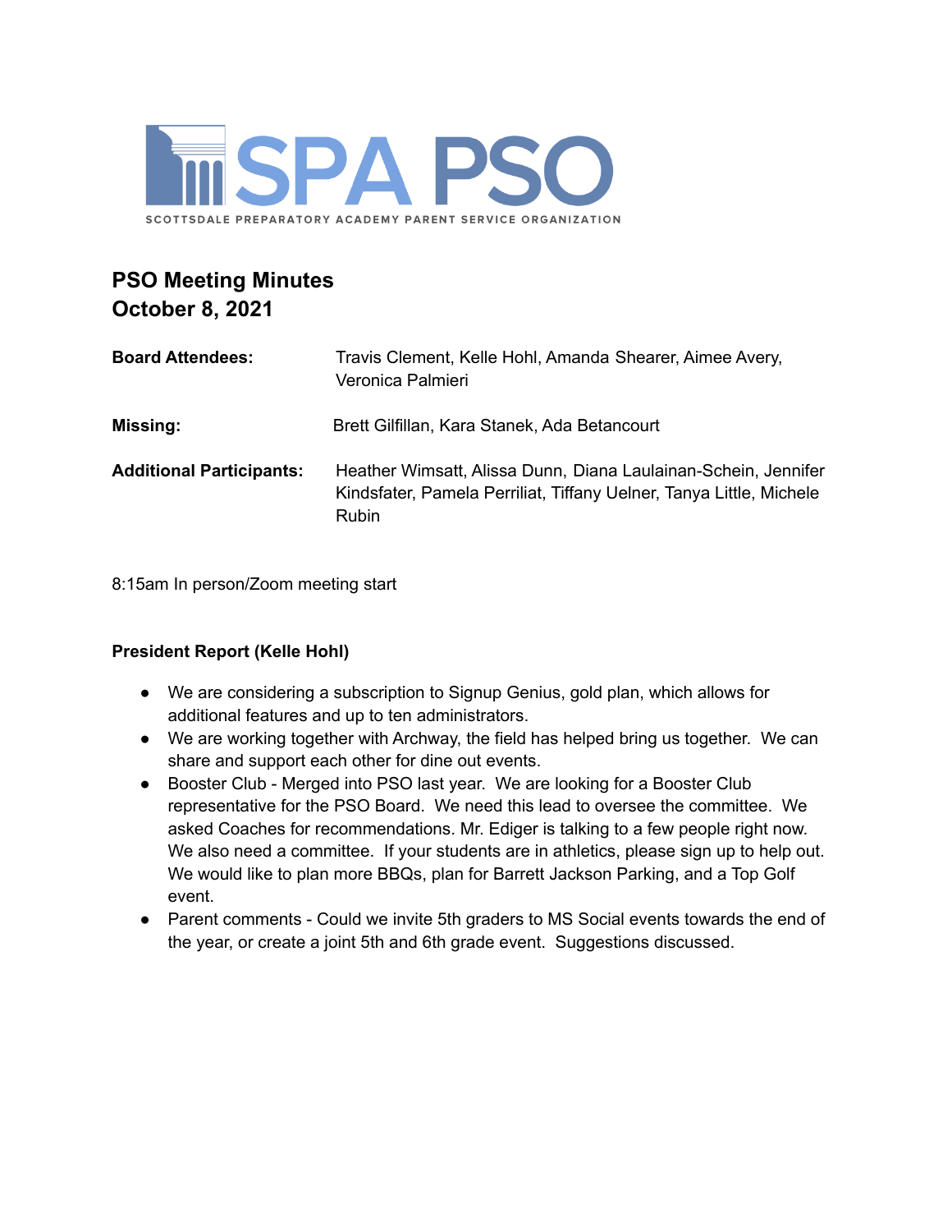SPA PSO

SCOTTSDALE PREPARATORY ACADEMY PARENT SERVICE ORGANIZATION

# PSO Meeting Minutes
# October 8, 2021

| | |
|---|---|
| **Board Attendees:** | Travis Clement, Kelle Hohl, Amanda Shearer, Aimee Avery, Veronica Palmieri |
| **Missing:** | Brett Gilfillan, Kara Stanek, Ada Betancourt |
| **Additional Participants:** | Heather Wimsatt, Alissa Dunn, Diana Laulainan-Schein, Jennifer Kindsfater, Pamela Perriliat, Tiffany Uelner, Tanya Little, Michele Rubin |

8:15am In person/Zoom meeting start

**President Report (Kelle Hohl)**

- We are considering a subscription to Signup Genius, gold plan, which allows for additional features and up to ten administrators.
- We are working together with Archway, the field has helped bring us together. We can share and support each other for dine out events.
- Booster Club - Merged into PSO last year. We are looking for a Booster Club representative for the PSO Board. We need this lead to oversee the committee. We asked Coaches for recommendations. Mr. Ediger is talking to a few people right now. We also need a committee. If your students are in athletics, please sign up to help out. We would like to plan more BBQs, plan for Barrett Jackson Parking, and a Top Golf event.
- Parent comments - Could we invite 5th graders to MS Social events towards the end of the year, or create a joint 5th and 6th grade event. Suggestions discussed.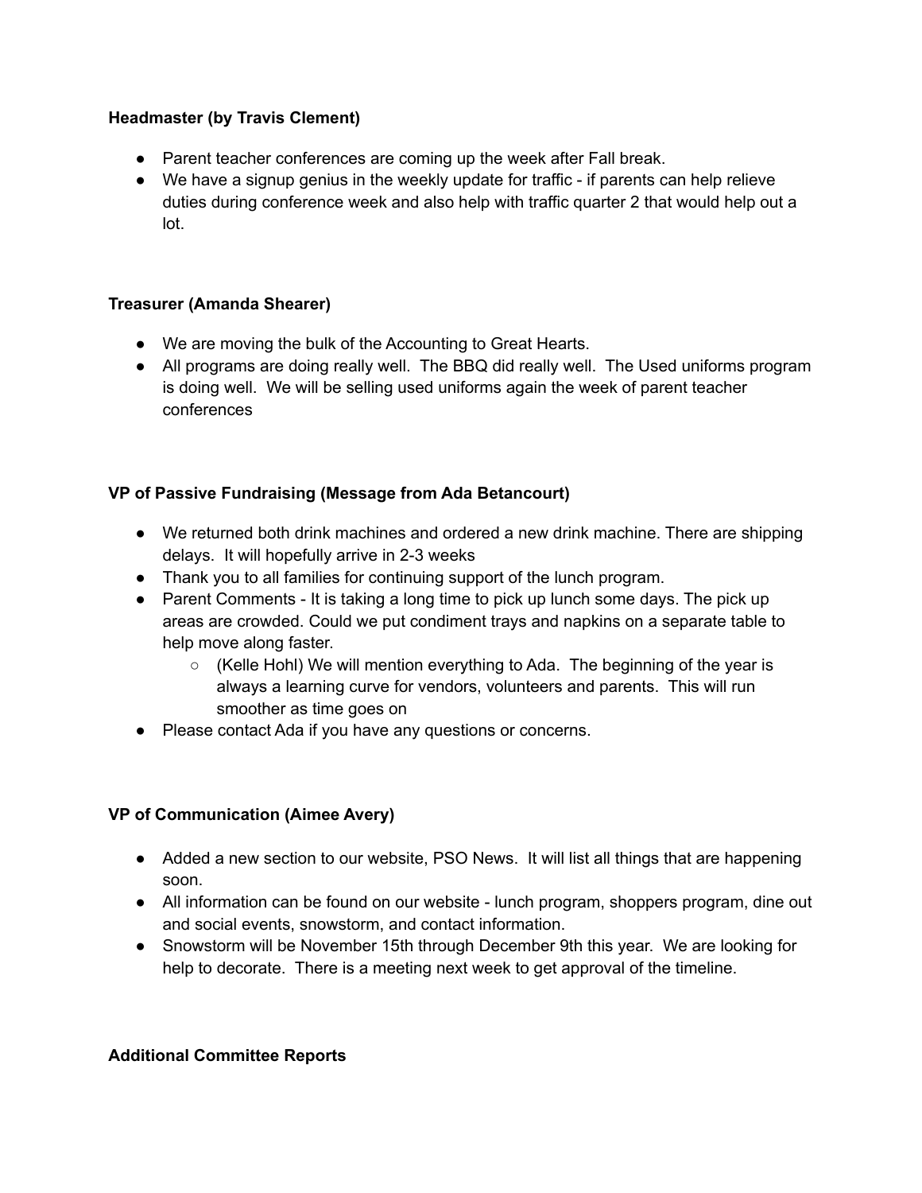**Headmaster (by Travis Clement)**

- Parent teacher conferences are coming up the week after Fall break.
- We have a signup genius in the weekly update for traffic - if parents can help relieve duties during conference week and also help with traffic quarter 2 that would help out a lot.

**Treasurer (Amanda Shearer)**

- We are moving the bulk of the Accounting to Great Hearts.
- All programs are doing really well. The BBQ did really well. The Used uniforms program is doing well. We will be selling used uniforms again the week of parent teacher conferences

**VP of Passive Fundraising (Message from Ada Betancourt)**

- We returned both drink machines and ordered a new drink machine. There are shipping delays. It will hopefully arrive in 2-3 weeks
- Thank you to all families for continuing support of the lunch program.
- Parent Comments - It is taking a long time to pick up lunch some days. The pick up areas are crowded. Could we put condiment trays and napkins on a separate table to help move along faster.
  - (Kelle Hohl) We will mention everything to Ada. The beginning of the year is always a learning curve for vendors, volunteers and parents. This will run smoother as time goes on
- Please contact Ada if you have any questions or concerns.

**VP of Communication (Aimee Avery)**

- Added a new section to our website, PSO News. It will list all things that are happening soon.
- All information can be found on our website - lunch program, shoppers program, dine out and social events, snowstorm, and contact information.
- Snowstorm will be November 15th through December 9th this year. We are looking for help to decorate. There is a meeting next week to get approval of the timeline.

**Additional Committee Reports**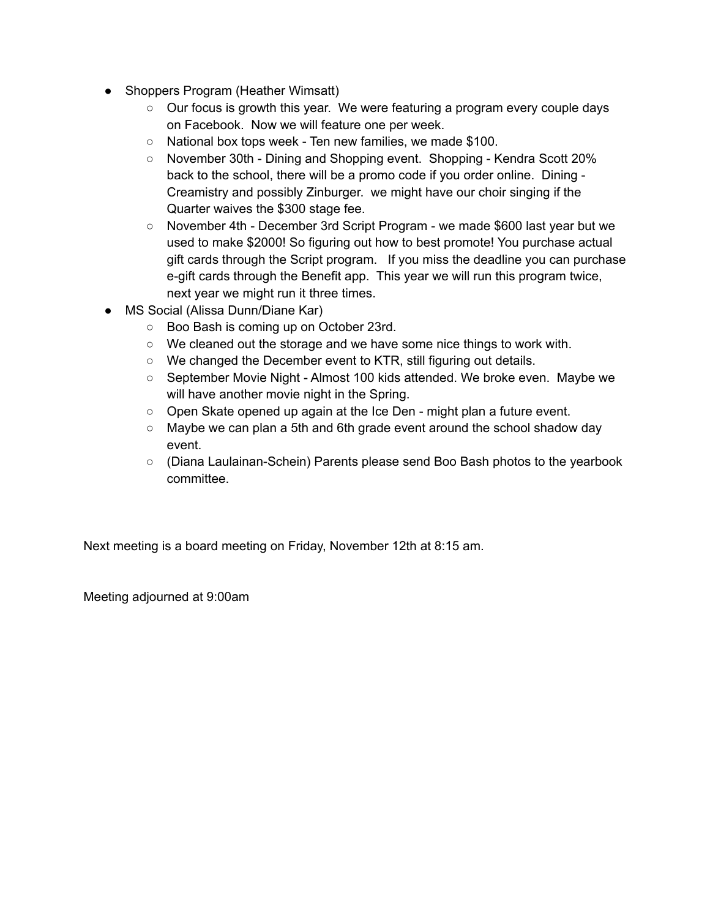- Shoppers Program (Heather Wimsatt)
  - Our focus is growth this year. We were featuring a program every couple days on Facebook. Now we will feature one per week.
  - National box tops week - Ten new families, we made $100.
  - November 30th - Dining and Shopping event. Shopping - Kendra Scott 20% back to the school, there will be a promo code if you order online. Dining - Creamistry and possibly Zinburger. we might have our choir singing if the Quarter waives the $300 stage fee.
  - November 4th - December 3rd Script Program - we made $600 last year but we used to make $2000! So figuring out how to best promote! You purchase actual gift cards through the Script program. If you miss the deadline you can purchase e-gift cards through the Benefit app. This year we will run this program twice, next year we might run it three times.
- MS Social (Alissa Dunn/Diane Kar)
  - Boo Bash is coming up on October 23rd.
  - We cleaned out the storage and we have some nice things to work with.
  - We changed the December event to KTR, still figuring out details.
  - September Movie Night - Almost 100 kids attended. We broke even. Maybe we will have another movie night in the Spring.
  - Open Skate opened up again at the Ice Den - might plan a future event.
  - Maybe we can plan a 5th and 6th grade event around the school shadow day event.
  - (Diana Laulainan-Schein) Parents please send Boo Bash photos to the yearbook committee.

Next meeting is a board meeting on Friday, November 12th at 8:15 am.

Meeting adjourned at 9:00am